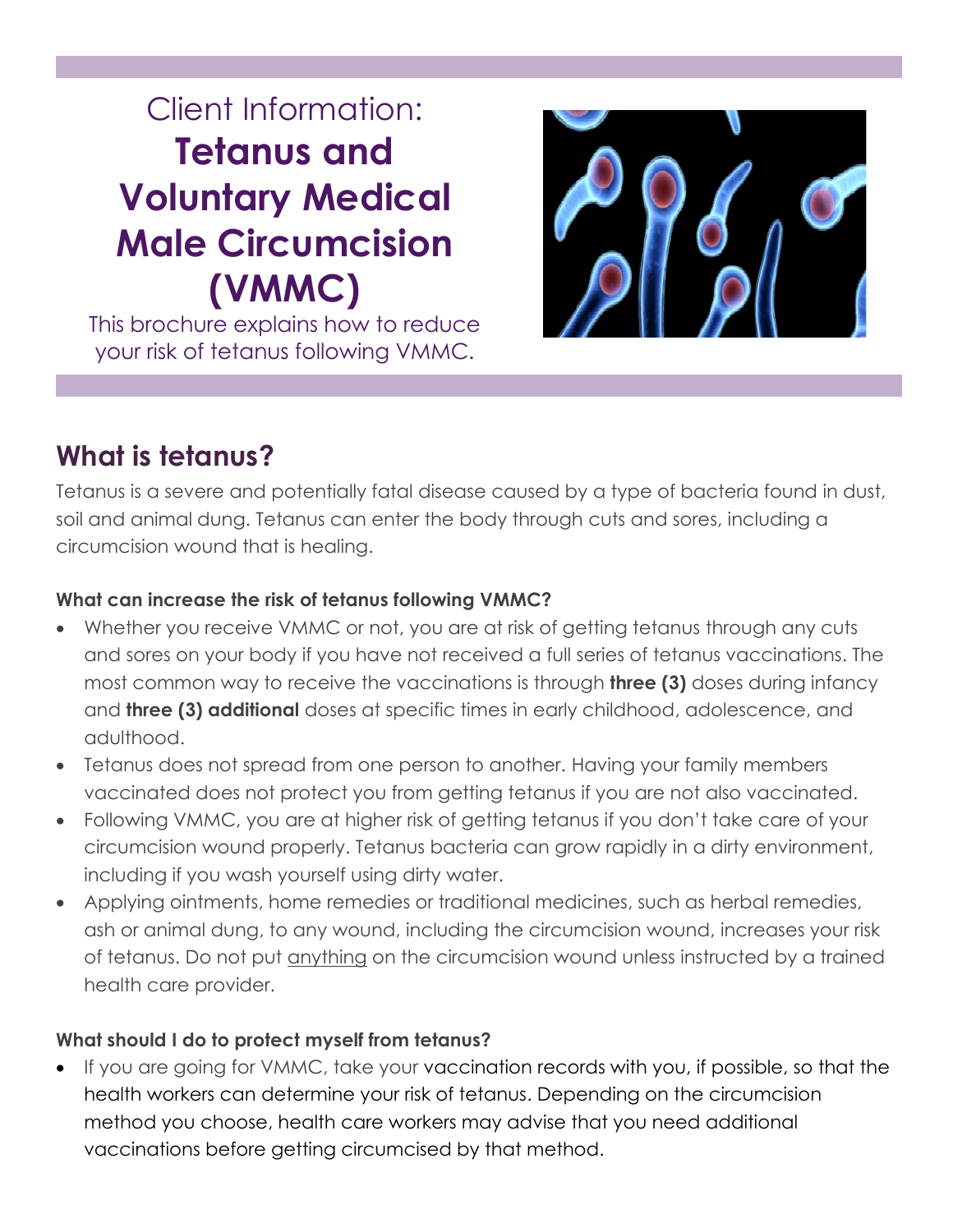# Client Information: **Tetanus and Voluntary Medical Male Circumcision (VMMC)**

This brochure explains how to reduce your risk of tetanus following VMMC.

## What is tetanus?

Tetanus is a severe and potentially fatal disease caused by a type of bacteria found in dust, soil and animal dung. Tetanus can enter the body through cuts and sores, including a circumcision wound that is healing.

### What can increase the risk of tetanus following VMMC?

- Whether you receive VMMC or not, you are at risk of getting tetanus through any cuts and sores on your body if you have not received a full series of tetanus vaccinations. The most common way to receive the vaccinations is through **three (3)** doses during infancy and **three (3) additional** doses at specific times in early childhood, adolescence, and adulthood.
- Tetanus does not spread from one person to another. Having your family members vaccinated does not protect you from getting tetanus if you are not also vaccinated.
- Following VMMC, you are at higher risk of getting tetanus if you don't take care of your circumcision wound properly. Tetanus bacteria can grow rapidly in a dirty environment, including if you wash yourself using dirty water.
- Applying ointments, home remedies or traditional medicines, such as herbal remedies, ash or animal dung, to any wound, including the circumcision wound, increases your risk of tetanus. Do not put <u>anything</u> on the circumcision wound unless instructed by a trained health care provider.

### What should I do to protect myself from tetanus?

- If you are going for VMMC, take your vaccination records with you, if possible, so that the health workers can determine your risk of tetanus. Depending on the circumcision method you choose, health care workers may advise that you need additional vaccinations before getting circumcised by that method.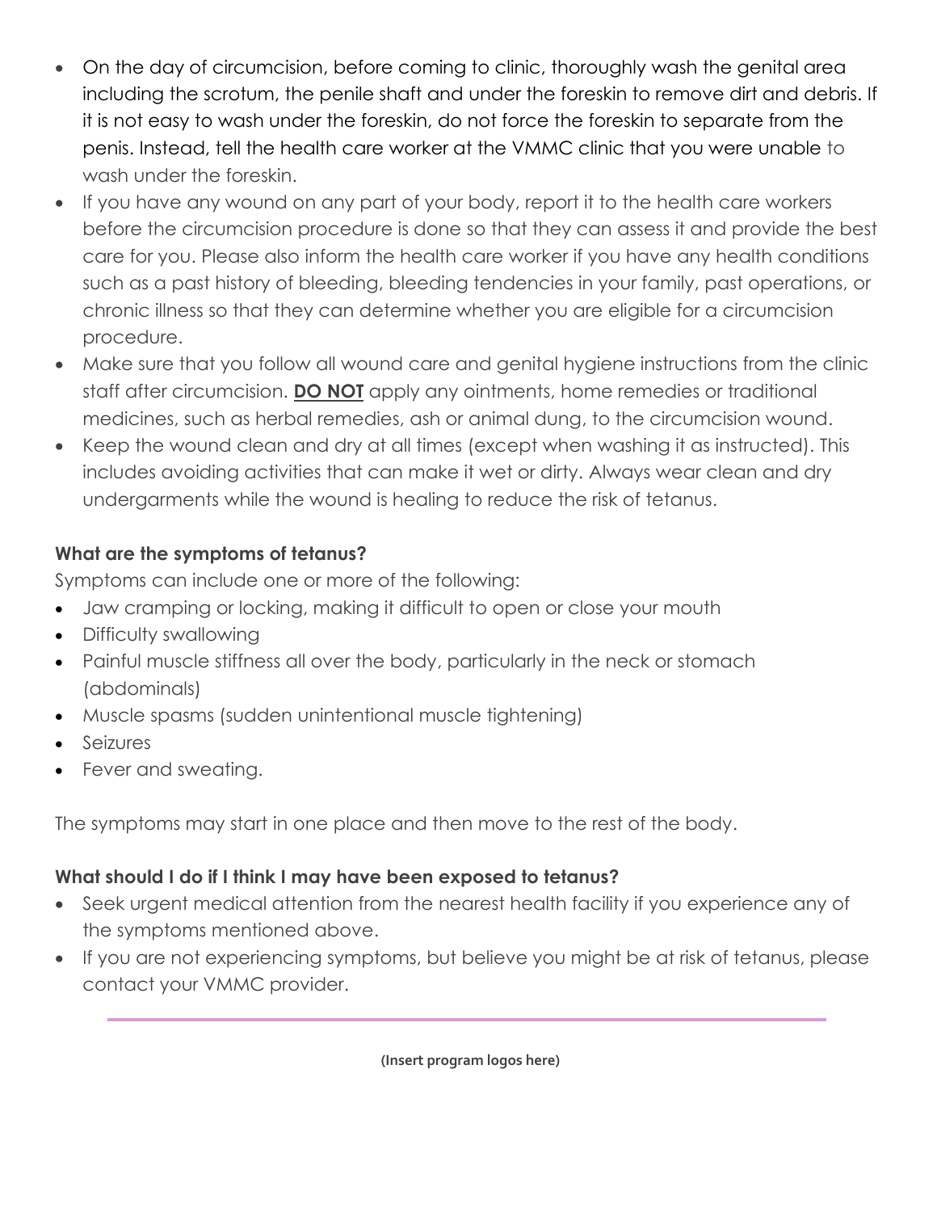- On the day of circumcision, before coming to clinic, thoroughly wash the genital area including the scrotum, the penile shaft and under the foreskin to remove dirt and debris. If it is not easy to wash under the foreskin, do not force the foreskin to separate from the penis. Instead, tell the health care worker at the VMMC clinic that you were unable to wash under the foreskin.
- If you have any wound on any part of your body, report it to the health care workers before the circumcision procedure is done so that they can assess it and provide the best care for you. Please also inform the health care worker if you have any health conditions such as a past history of bleeding, bleeding tendencies in your family, past operations, or chronic illness so that they can determine whether you are eligible for a circumcision procedure.
- Make sure that you follow all wound care and genital hygiene instructions from the clinic staff after circumcision. **DO NOT** apply any ointments, home remedies or traditional medicines, such as herbal remedies, ash or animal dung, to the circumcision wound.
- Keep the wound clean and dry at all times (except when washing it as instructed). This includes avoiding activities that can make it wet or dirty. Always wear clean and dry undergarments while the wound is healing to reduce the risk of tetanus.

**What are the symptoms of tetanus?**

Symptoms can include one or more of the following:

- Jaw cramping or locking, making it difficult to open or close your mouth
- Difficulty swallowing
- Painful muscle stiffness all over the body, particularly in the neck or stomach (abdominals)
- Muscle spasms (sudden unintentional muscle tightening)
- Seizures
- Fever and sweating.

The symptoms may start in one place and then move to the rest of the body.

**What should I do if I think I may have been exposed to tetanus?**

- Seek urgent medical attention from the nearest health facility if you experience any of the symptoms mentioned above.
- If you are not experiencing symptoms, but believe you might be at risk of tetanus, please contact your VMMC provider.

---

**(Insert program logos here)**